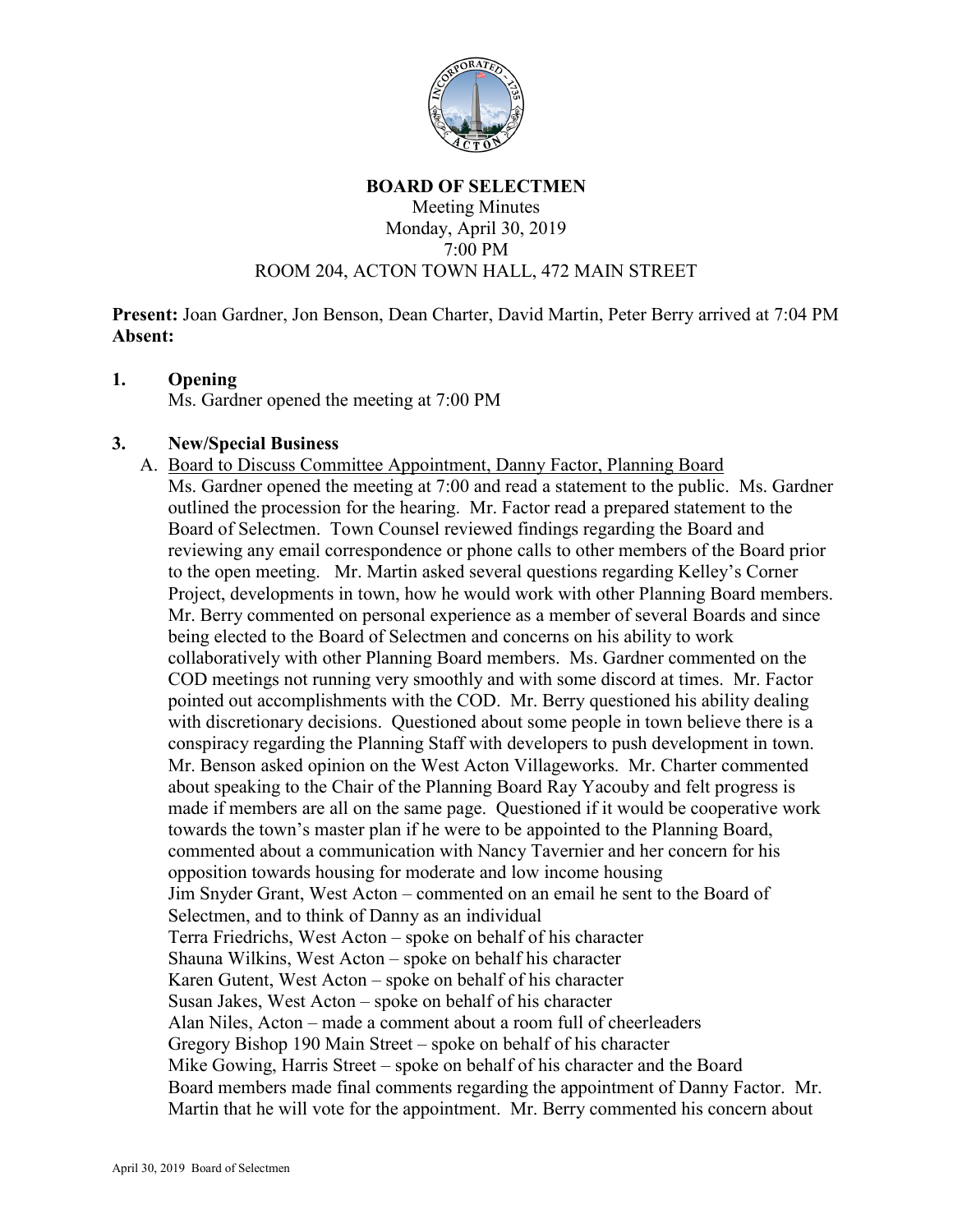# BOARD OF SELECTMEN

Meeting Minutes
Monday, April 30, 2019
7:00 PM
ROOM 204, ACTON TOWN HALL, 472 MAIN STREET

**Present:** Joan Gardner, Jon Benson, Dean Charter, David Martin, Peter Berry arrived at 7:04 PM
**Absent:**

## 1. Opening

Ms. Gardner opened the meeting at 7:00 PM

## 3. New/Special Business

A. Board to Discuss Committee Appointment, Danny Factor, Planning Board

Ms. Gardner opened the meeting at 7:00 and read a statement to the public. Ms. Gardner outlined the procession for the hearing. Mr. Factor read a prepared statement to the Board of Selectmen. Town Counsel reviewed findings regarding the Board and reviewing any email correspondence or phone calls to other members of the Board prior to the open meeting. Mr. Martin asked several questions regarding Kelley's Corner Project, developments in town, how he would work with other Planning Board members. Mr. Berry commented on personal experience as a member of several Boards and since being elected to the Board of Selectmen and concerns on his ability to work collaboratively with other Planning Board members. Ms. Gardner commented on the COD meetings not running very smoothly and with some discord at times. Mr. Factor pointed out accomplishments with the COD. Mr. Berry questioned his ability dealing with discretionary decisions. Questioned about some people in town believe there is a conspiracy regarding the Planning Staff with developers to push development in town. Mr. Benson asked opinion on the West Acton Villageworks. Mr. Charter commented about speaking to the Chair of the Planning Board Ray Yacouby and felt progress is made if members are all on the same page. Questioned if it would be cooperative work towards the town's master plan if he were to be appointed to the Planning Board, commented about a communication with Nancy Tavernier and her concern for his opposition towards housing for moderate and low income housing

Jim Snyder Grant, West Acton – commented on an email he sent to the Board of Selectmen, and to think of Danny as an individual

Terra Friedrichs, West Acton – spoke on behalf of his character

Shauna Wilkins, West Acton – spoke on behalf his character

Karen Gutent, West Acton – spoke on behalf of his character

Susan Jakes, West Acton – spoke on behalf of his character

Alan Niles, Acton – made a comment about a room full of cheerleaders

Gregory Bishop 190 Main Street – spoke on behalf of his character

Mike Gowing, Harris Street – spoke on behalf of his character and the Board

Board members made final comments regarding the appointment of Danny Factor. Mr. Martin that he will vote for the appointment. Mr. Berry commented his concern about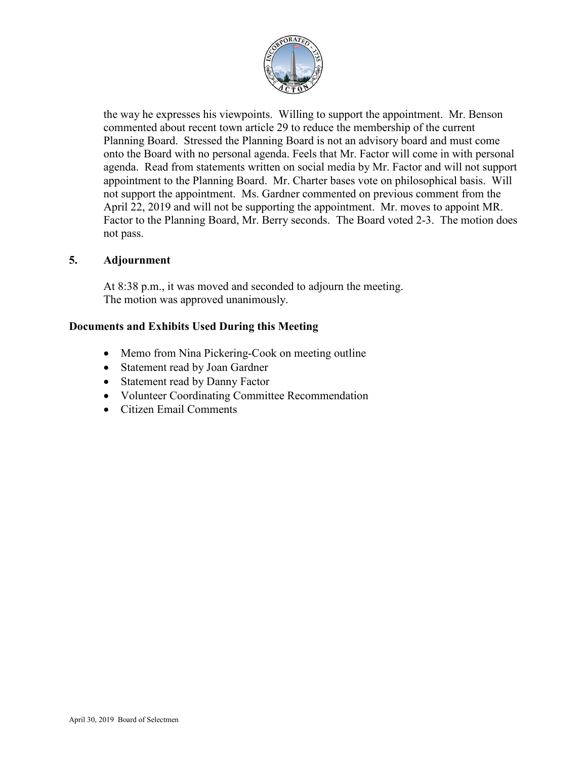the way he expresses his viewpoints. Willing to support the appointment. Mr. Benson commented about recent town article 29 to reduce the membership of the current Planning Board. Stressed the Planning Board is not an advisory board and must come onto the Board with no personal agenda. Feels that Mr. Factor will come in with personal agenda. Read from statements written on social media by Mr. Factor and will not support appointment to the Planning Board. Mr. Charter bases vote on philosophical basis. Will not support the appointment. Ms. Gardner commented on previous comment from the April 22, 2019 and will not be supporting the appointment. Mr. moves to appoint MR. Factor to the Planning Board, Mr. Berry seconds. The Board voted 2-3. The motion does not pass.

## 5. Adjournment

At 8:38 p.m., it was moved and seconded to adjourn the meeting.
The motion was approved unanimously.

### Documents and Exhibits Used During this Meeting

- Memo from Nina Pickering-Cook on meeting outline
- Statement read by Joan Gardner
- Statement read by Danny Factor
- Volunteer Coordinating Committee Recommendation
- Citizen Email Comments